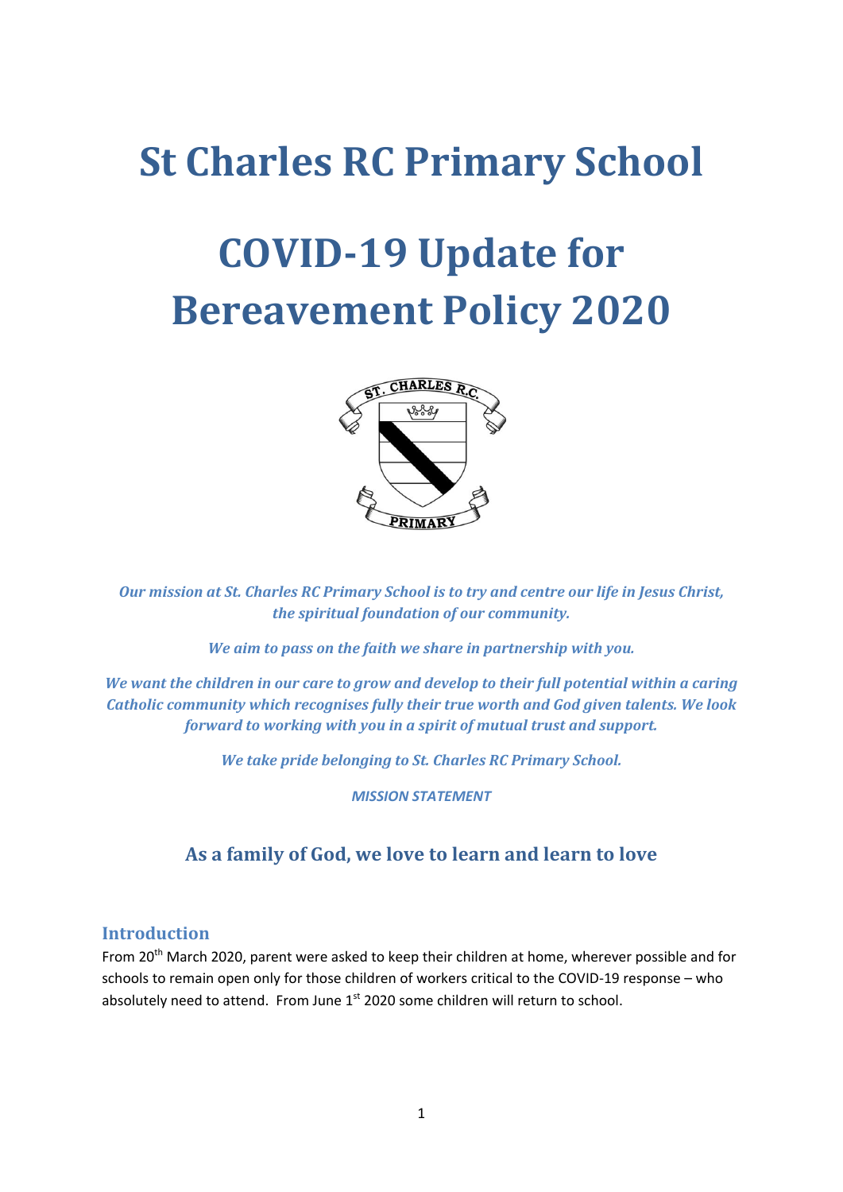# St Charles RC Primary School

# COVID-19 Update for Bereavement Policy 2020

*Our mission at St. Charles RC Primary School is to try and centre our life in Jesus Christ, the spiritual foundation of our community.*

*We aim to pass on the faith we share in partnership with you.*

*We want the children in our care to grow and develop to their full potential within a caring Catholic community which recognises fully their true worth and God given talents. We look forward to working with you in a spirit of mutual trust and support.*

*We take pride belonging to St. Charles RC Primary School.*

***MISSION STATEMENT***

### As a family of God, we love to learn and learn to love

## Introduction

From 20th March 2020, parent were asked to keep their children at home, wherever possible and for schools to remain open only for those children of workers critical to the COVID-19 response – who absolutely need to attend. From June 1st 2020 some children will return to school.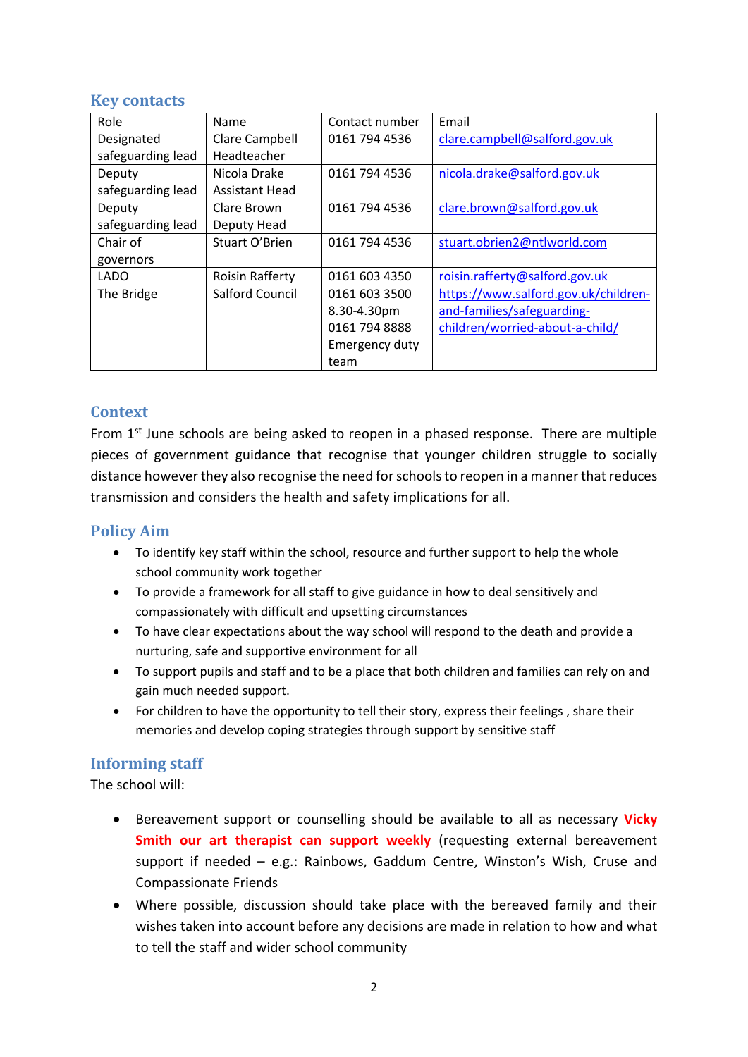## Key contacts

| Role | Name | Contact number | Email |
|---|---|---|---|
| Designated safeguarding lead | Clare Campbell Headteacher | 0161 794 4536 | clare.campbell@salford.gov.uk |
| Deputy safeguarding lead | Nicola Drake Assistant Head | 0161 794 4536 | nicola.drake@salford.gov.uk |
| Deputy safeguarding lead | Clare Brown Deputy Head | 0161 794 4536 | clare.brown@salford.gov.uk |
| Chair of governors | Stuart O'Brien | 0161 794 4536 | stuart.obrien2@ntlworld.com |
| LADO | Roisin Rafferty | 0161 603 4350 | roisin.rafferty@salford.gov.uk |
| The Bridge | Salford Council | 0161 603 3500 8.30-4.30pm 0161 794 8888 Emergency duty team | https://www.salford.gov.uk/children-and-families/safeguarding-children/worried-about-a-child/ |

## Context

From 1st June schools are being asked to reopen in a phased response. There are multiple pieces of government guidance that recognise that younger children struggle to socially distance however they also recognise the need for schools to reopen in a manner that reduces transmission and considers the health and safety implications for all.

## Policy Aim

- To identify key staff within the school, resource and further support to help the whole school community work together
- To provide a framework for all staff to give guidance in how to deal sensitively and compassionately with difficult and upsetting circumstances
- To have clear expectations about the way school will respond to the death and provide a nurturing, safe and supportive environment for all
- To support pupils and staff and to be a place that both children and families can rely on and gain much needed support.
- For children to have the opportunity to tell their story, express their feelings , share their memories and develop coping strategies through support by sensitive staff

## Informing staff

The school will:

- Bereavement support or counselling should be available to all as necessary **Vicky Smith our art therapist can support weekly** (requesting external bereavement support if needed – e.g.: Rainbows, Gaddum Centre, Winston's Wish, Cruse and Compassionate Friends
- Where possible, discussion should take place with the bereaved family and their wishes taken into account before any decisions are made in relation to how and what to tell the staff and wider school community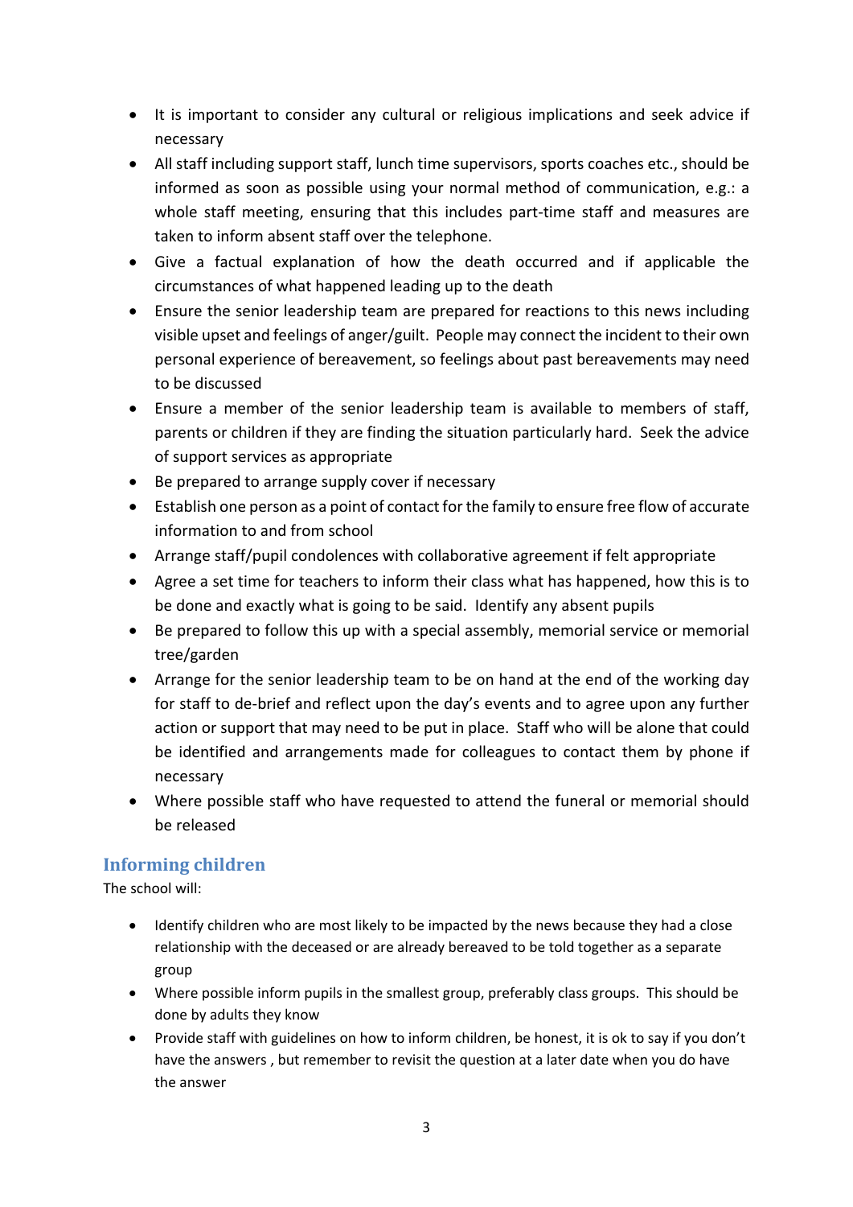- It is important to consider any cultural or religious implications and seek advice if necessary
- All staff including support staff, lunch time supervisors, sports coaches etc., should be informed as soon as possible using your normal method of communication, e.g.: a whole staff meeting, ensuring that this includes part-time staff and measures are taken to inform absent staff over the telephone.
- Give a factual explanation of how the death occurred and if applicable the circumstances of what happened leading up to the death
- Ensure the senior leadership team are prepared for reactions to this news including visible upset and feelings of anger/guilt. People may connect the incident to their own personal experience of bereavement, so feelings about past bereavements may need to be discussed
- Ensure a member of the senior leadership team is available to members of staff, parents or children if they are finding the situation particularly hard. Seek the advice of support services as appropriate
- Be prepared to arrange supply cover if necessary
- Establish one person as a point of contact for the family to ensure free flow of accurate information to and from school
- Arrange staff/pupil condolences with collaborative agreement if felt appropriate
- Agree a set time for teachers to inform their class what has happened, how this is to be done and exactly what is going to be said. Identify any absent pupils
- Be prepared to follow this up with a special assembly, memorial service or memorial tree/garden
- Arrange for the senior leadership team to be on hand at the end of the working day for staff to de-brief and reflect upon the day's events and to agree upon any further action or support that may need to be put in place. Staff who will be alone that could be identified and arrangements made for colleagues to contact them by phone if necessary
- Where possible staff who have requested to attend the funeral or memorial should be released

## Informing children

The school will:

- Identify children who are most likely to be impacted by the news because they had a close relationship with the deceased or are already bereaved to be told together as a separate group
- Where possible inform pupils in the smallest group, preferably class groups. This should be done by adults they know
- Provide staff with guidelines on how to inform children, be honest, it is ok to say if you don't have the answers , but remember to revisit the question at a later date when you do have the answer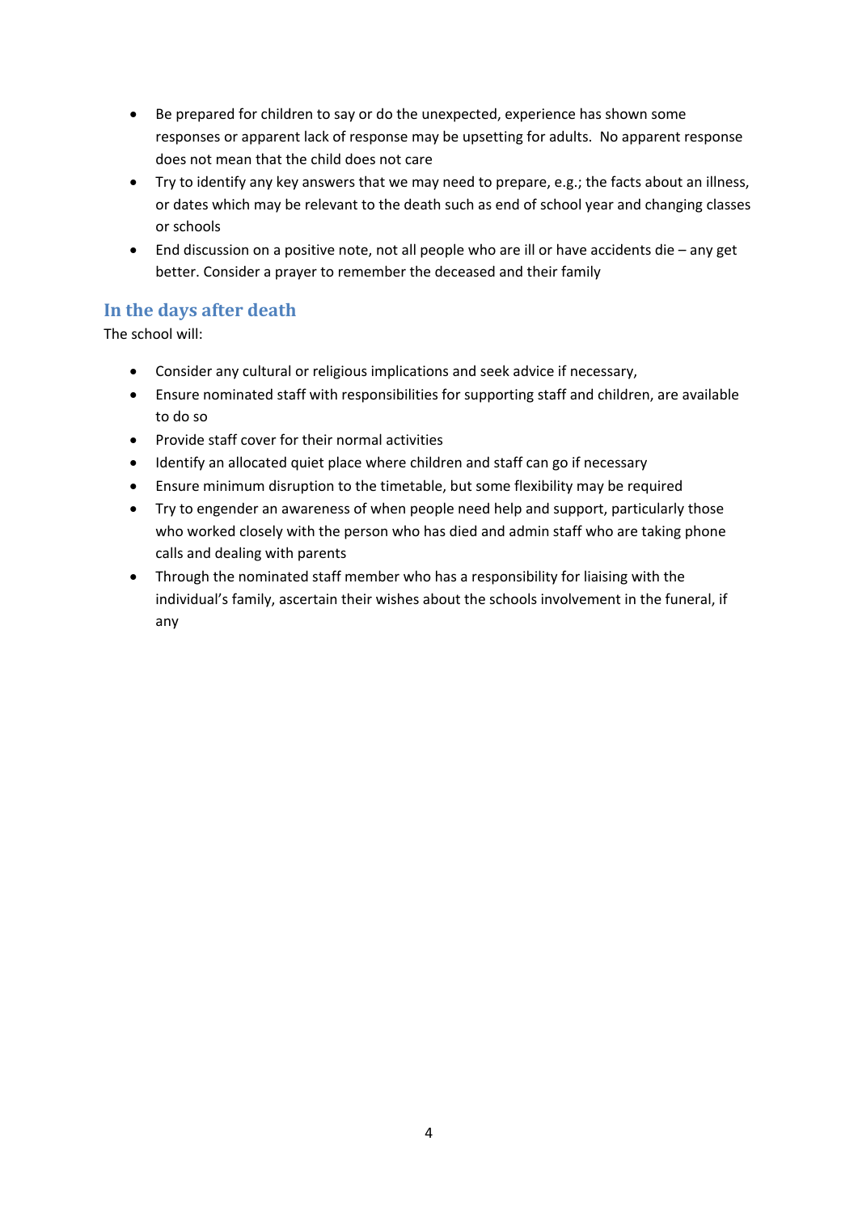- Be prepared for children to say or do the unexpected, experience has shown some responses or apparent lack of response may be upsetting for adults. No apparent response does not mean that the child does not care
- Try to identify any key answers that we may need to prepare, e.g.; the facts about an illness, or dates which may be relevant to the death such as end of school year and changing classes or schools
- End discussion on a positive note, not all people who are ill or have accidents die – any get better. Consider a prayer to remember the deceased and their family

## In the days after death

The school will:

- Consider any cultural or religious implications and seek advice if necessary,
- Ensure nominated staff with responsibilities for supporting staff and children, are available to do so
- Provide staff cover for their normal activities
- Identify an allocated quiet place where children and staff can go if necessary
- Ensure minimum disruption to the timetable, but some flexibility may be required
- Try to engender an awareness of when people need help and support, particularly those who worked closely with the person who has died and admin staff who are taking phone calls and dealing with parents
- Through the nominated staff member who has a responsibility for liaising with the individual's family, ascertain their wishes about the schools involvement in the funeral, if any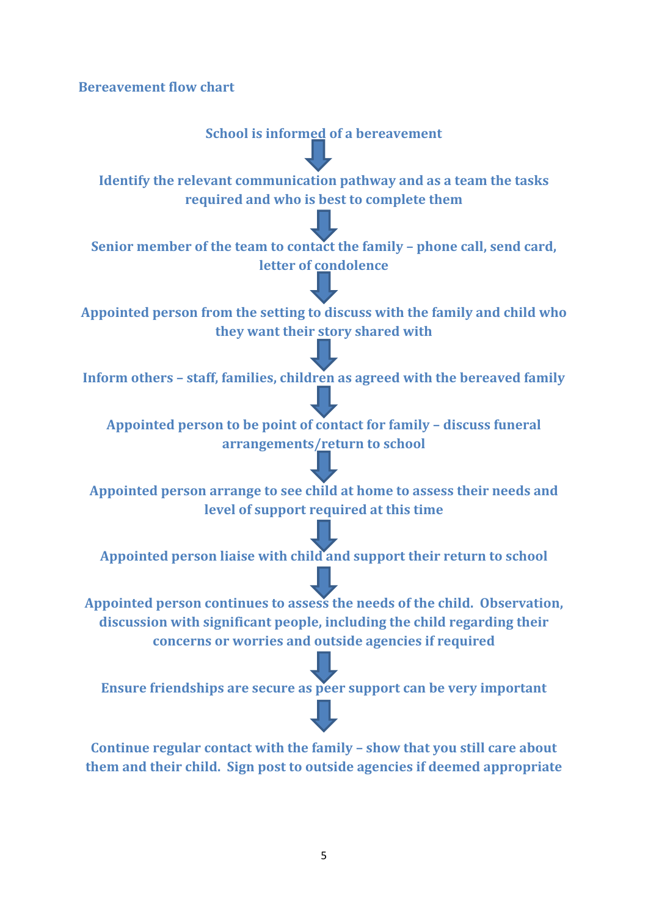**Bereavement flow chart**

**School is informed of a bereavement**

↓

**Identify the relevant communication pathway and as a team the tasks required and who is best to complete them**

↓

**Senior member of the team to contact the family – phone call, send card, letter of condolence**

↓

**Appointed person from the setting to discuss with the family and child who they want their story shared with**

↓

**Inform others – staff, families, children as agreed with the bereaved family**

↓

**Appointed person to be point of contact for family – discuss funeral arrangements/return to school**

↓

**Appointed person arrange to see child at home to assess their needs and level of support required at this time**

↓

**Appointed person liaise with child and support their return to school**

↓

**Appointed person continues to assess the needs of the child. Observation, discussion with significant people, including the child regarding their concerns or worries and outside agencies if required**

↓

**Ensure friendships are secure as peer support can be very important**

↓

**Continue regular contact with the family – show that you still care about them and their child. Sign post to outside agencies if deemed appropriate**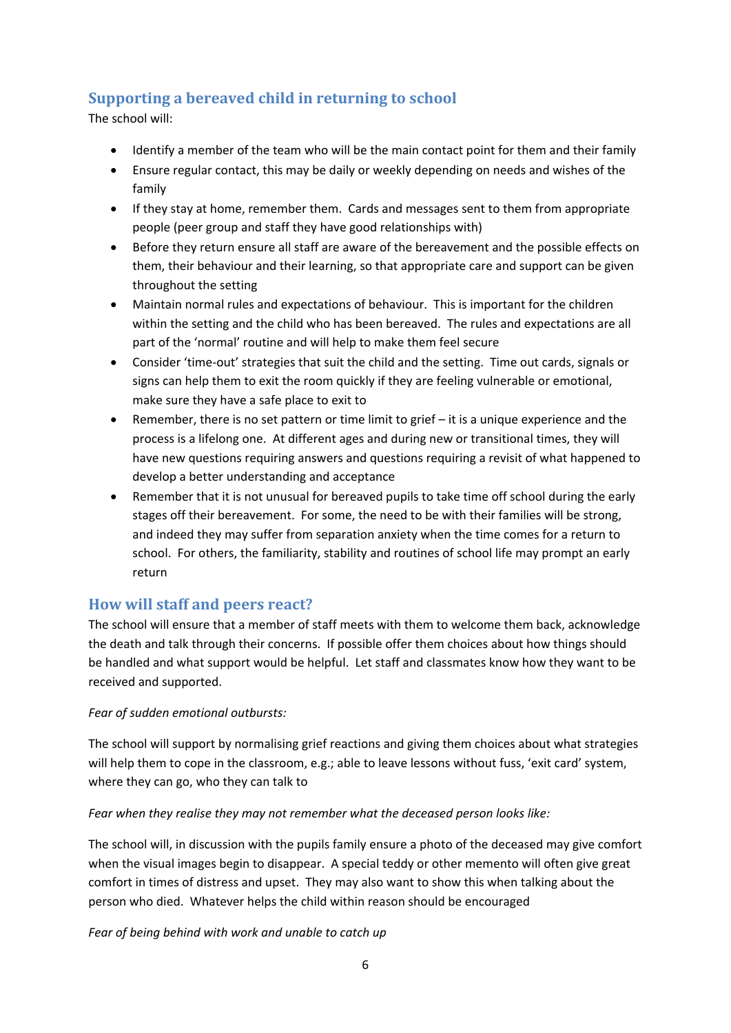## Supporting a bereaved child in returning to school

The school will:

- Identify a member of the team who will be the main contact point for them and their family
- Ensure regular contact, this may be daily or weekly depending on needs and wishes of the family
- If they stay at home, remember them. Cards and messages sent to them from appropriate people (peer group and staff they have good relationships with)
- Before they return ensure all staff are aware of the bereavement and the possible effects on them, their behaviour and their learning, so that appropriate care and support can be given throughout the setting
- Maintain normal rules and expectations of behaviour. This is important for the children within the setting and the child who has been bereaved. The rules and expectations are all part of the 'normal' routine and will help to make them feel secure
- Consider 'time-out' strategies that suit the child and the setting. Time out cards, signals or signs can help them to exit the room quickly if they are feeling vulnerable or emotional, make sure they have a safe place to exit to
- Remember, there is no set pattern or time limit to grief – it is a unique experience and the process is a lifelong one. At different ages and during new or transitional times, they will have new questions requiring answers and questions requiring a revisit of what happened to develop a better understanding and acceptance
- Remember that it is not unusual for bereaved pupils to take time off school during the early stages off their bereavement. For some, the need to be with their families will be strong, and indeed they may suffer from separation anxiety when the time comes for a return to school. For others, the familiarity, stability and routines of school life may prompt an early return

## How will staff and peers react?

The school will ensure that a member of staff meets with them to welcome them back, acknowledge the death and talk through their concerns. If possible offer them choices about how things should be handled and what support would be helpful. Let staff and classmates know how they want to be received and supported.

*Fear of sudden emotional outbursts:*

The school will support by normalising grief reactions and giving them choices about what strategies will help them to cope in the classroom, e.g.; able to leave lessons without fuss, 'exit card' system, where they can go, who they can talk to

*Fear when they realise they may not remember what the deceased person looks like:*

The school will, in discussion with the pupils family ensure a photo of the deceased may give comfort when the visual images begin to disappear. A special teddy or other memento will often give great comfort in times of distress and upset. They may also want to show this when talking about the person who died. Whatever helps the child within reason should be encouraged

*Fear of being behind with work and unable to catch up*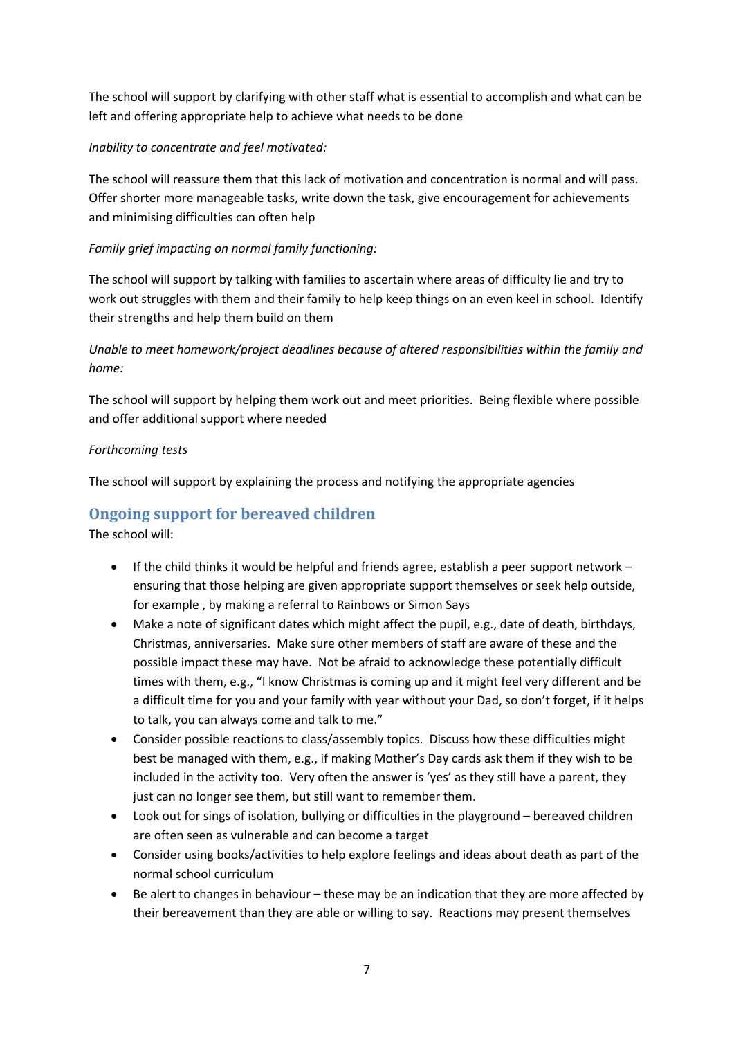The school will support by clarifying with other staff what is essential to accomplish and what can be left and offering appropriate help to achieve what needs to be done

*Inability to concentrate and feel motivated:*

The school will reassure them that this lack of motivation and concentration is normal and will pass. Offer shorter more manageable tasks, write down the task, give encouragement for achievements and minimising difficulties can often help

*Family grief impacting on normal family functioning:*

The school will support by talking with families to ascertain where areas of difficulty lie and try to work out struggles with them and their family to help keep things on an even keel in school. Identify their strengths and help them build on them

*Unable to meet homework/project deadlines because of altered responsibilities within the family and home:*

The school will support by helping them work out and meet priorities. Being flexible where possible and offer additional support where needed

*Forthcoming tests*

The school will support by explaining the process and notifying the appropriate agencies

## Ongoing support for bereaved children

The school will:

- If the child thinks it would be helpful and friends agree, establish a peer support network – ensuring that those helping are given appropriate support themselves or seek help outside, for example , by making a referral to Rainbows or Simon Says
- Make a note of significant dates which might affect the pupil, e.g., date of death, birthdays, Christmas, anniversaries. Make sure other members of staff are aware of these and the possible impact these may have. Not be afraid to acknowledge these potentially difficult times with them, e.g., "I know Christmas is coming up and it might feel very different and be a difficult time for you and your family with year without your Dad, so don't forget, if it helps to talk, you can always come and talk to me."
- Consider possible reactions to class/assembly topics. Discuss how these difficulties might best be managed with them, e.g., if making Mother's Day cards ask them if they wish to be included in the activity too. Very often the answer is 'yes' as they still have a parent, they just can no longer see them, but still want to remember them.
- Look out for sings of isolation, bullying or difficulties in the playground – bereaved children are often seen as vulnerable and can become a target
- Consider using books/activities to help explore feelings and ideas about death as part of the normal school curriculum
- Be alert to changes in behaviour – these may be an indication that they are more affected by their bereavement than they are able or willing to say. Reactions may present themselves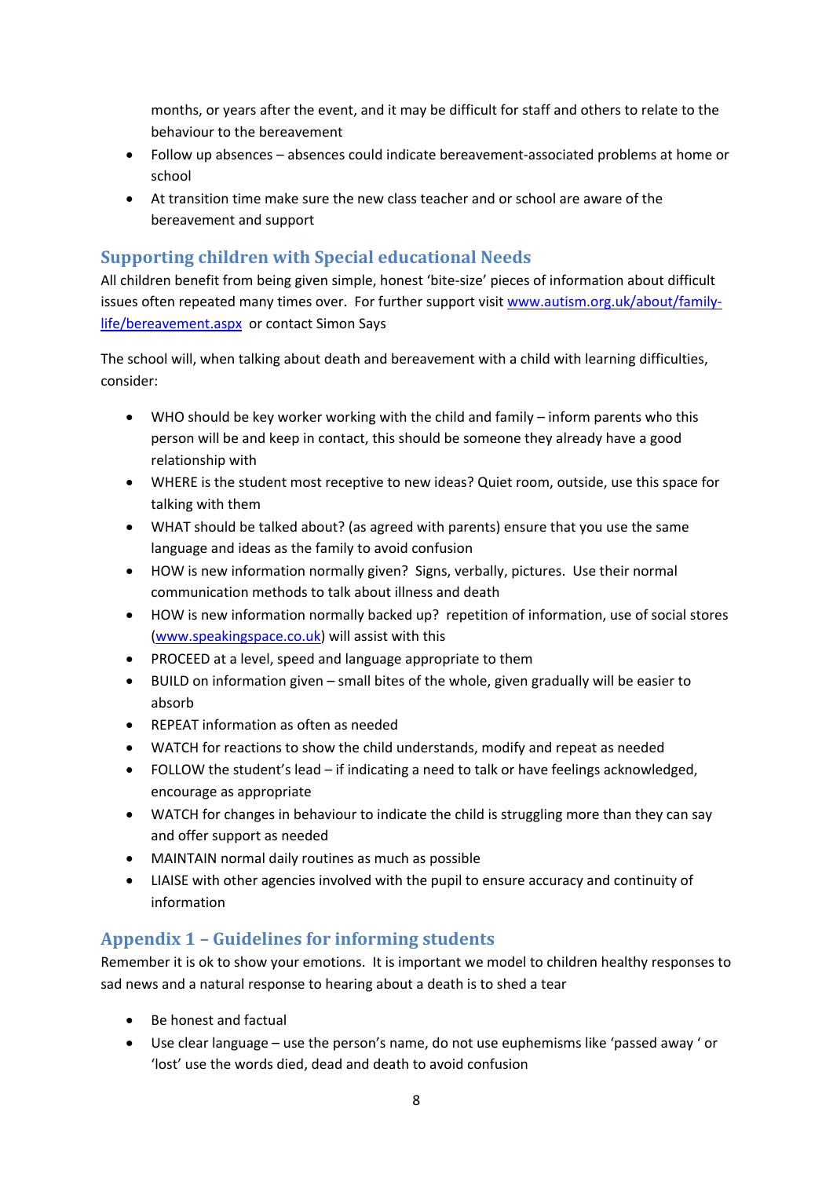months, or years after the event, and it may be difficult for staff and others to relate to the behaviour to the bereavement

- Follow up absences – absences could indicate bereavement-associated problems at home or school
- At transition time make sure the new class teacher and or school are aware of the bereavement and support

## Supporting children with Special educational Needs

All children benefit from being given simple, honest 'bite-size' pieces of information about difficult issues often repeated many times over. For further support visit [www.autism.org.uk/about/family-life/bereavement.aspx](www.autism.org.uk/about/family-life/bereavement.aspx) or contact Simon Says

The school will, when talking about death and bereavement with a child with learning difficulties, consider:

- WHO should be key worker working with the child and family – inform parents who this person will be and keep in contact, this should be someone they already have a good relationship with
- WHERE is the student most receptive to new ideas? Quiet room, outside, use this space for talking with them
- WHAT should be talked about? (as agreed with parents) ensure that you use the same language and ideas as the family to avoid confusion
- HOW is new information normally given? Signs, verbally, pictures. Use their normal communication methods to talk about illness and death
- HOW is new information normally backed up? repetition of information, use of social stores ([www.speakingspace.co.uk](www.speakingspace.co.uk)) will assist with this
- PROCEED at a level, speed and language appropriate to them
- BUILD on information given – small bites of the whole, given gradually will be easier to absorb
- REPEAT information as often as needed
- WATCH for reactions to show the child understands, modify and repeat as needed
- FOLLOW the student's lead – if indicating a need to talk or have feelings acknowledged, encourage as appropriate
- WATCH for changes in behaviour to indicate the child is struggling more than they can say and offer support as needed
- MAINTAIN normal daily routines as much as possible
- LIAISE with other agencies involved with the pupil to ensure accuracy and continuity of information

## Appendix 1 – Guidelines for informing students

Remember it is ok to show your emotions. It is important we model to children healthy responses to sad news and a natural response to hearing about a death is to shed a tear

- Be honest and factual
- Use clear language – use the person's name, do not use euphemisms like 'passed away ' or 'lost' use the words died, dead and death to avoid confusion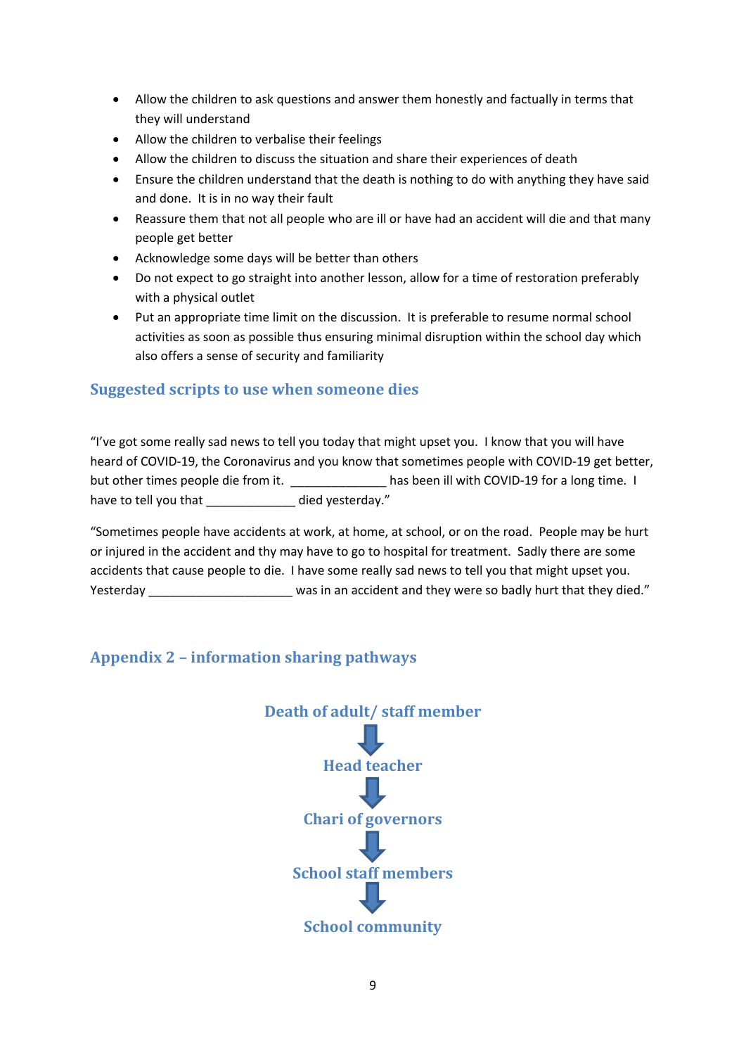- Allow the children to ask questions and answer them honestly and factually in terms that they will understand
- Allow the children to verbalise their feelings
- Allow the children to discuss the situation and share their experiences of death
- Ensure the children understand that the death is nothing to do with anything they have said and done. It is in no way their fault
- Reassure them that not all people who are ill or have had an accident will die and that many people get better
- Acknowledge some days will be better than others
- Do not expect to go straight into another lesson, allow for a time of restoration preferably with a physical outlet
- Put an appropriate time limit on the discussion. It is preferable to resume normal school activities as soon as possible thus ensuring minimal disruption within the school day which also offers a sense of security and familiarity

## Suggested scripts to use when someone dies

"I've got some really sad news to tell you today that might upset you. I know that you will have heard of COVID-19, the Coronavirus and you know that sometimes people with COVID-19 get better, but other times people die from it. ______________ has been ill with COVID-19 for a long time. I have to tell you that _____________ died yesterday."

"Sometimes people have accidents at work, at home, at school, or on the road. People may be hurt or injured in the accident and thy may have to go to hospital for treatment. Sadly there are some accidents that cause people to die. I have some really sad news to tell you that might upset you. Yesterday _____________________ was in an accident and they were so badly hurt that they died."

## Appendix 2 – information sharing pathways

**Death of adult/ staff member**

↓

**Head teacher**

↓

**Chari of governors**

↓

**School staff members**

↓

**School community**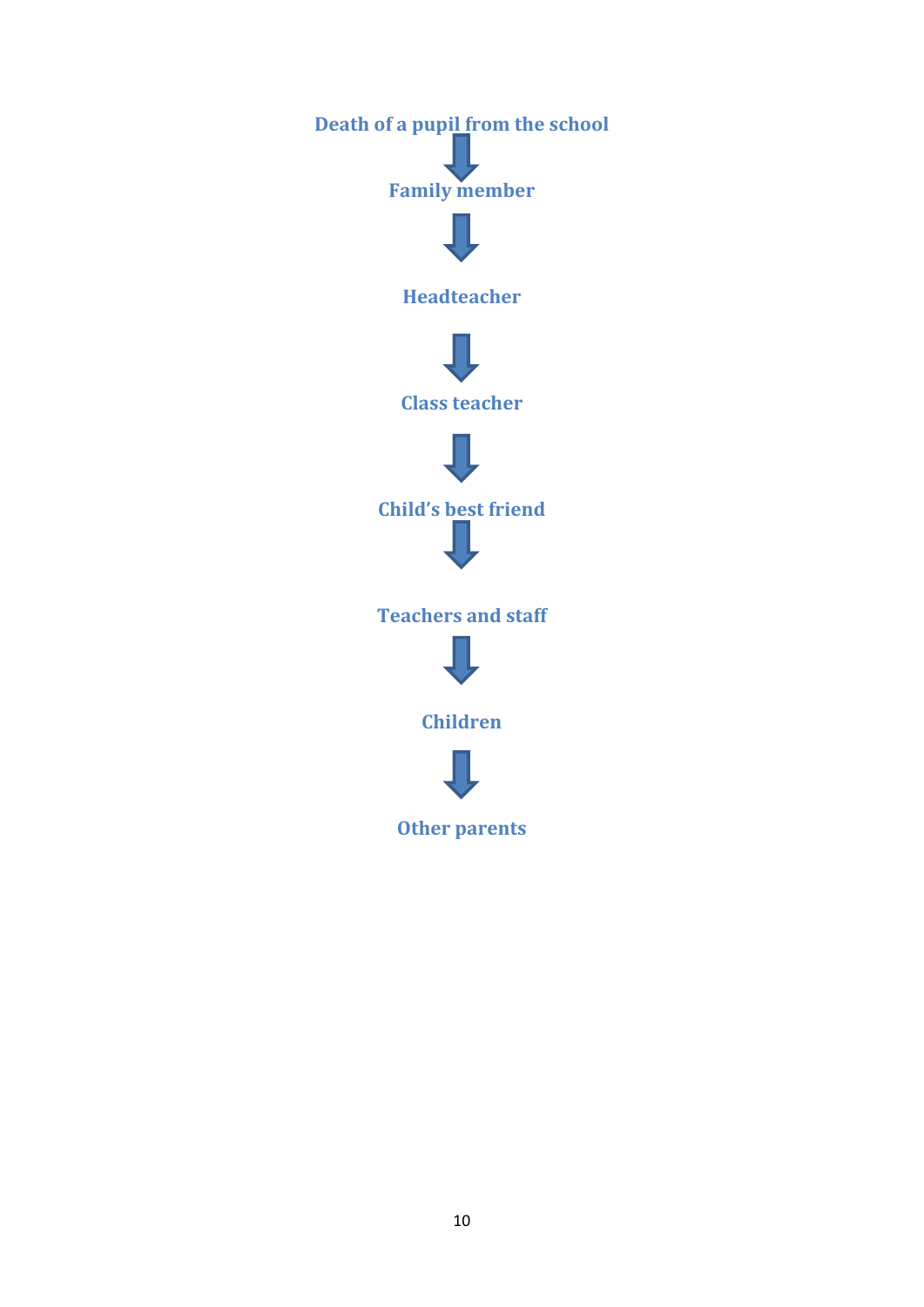**Death of a pupil from the school**

↓

**Family member**

↓

**Headteacher**

↓

**Class teacher**

↓

**Child's best friend**

↓

**Teachers and staff**

↓

**Children**

↓

**Other parents**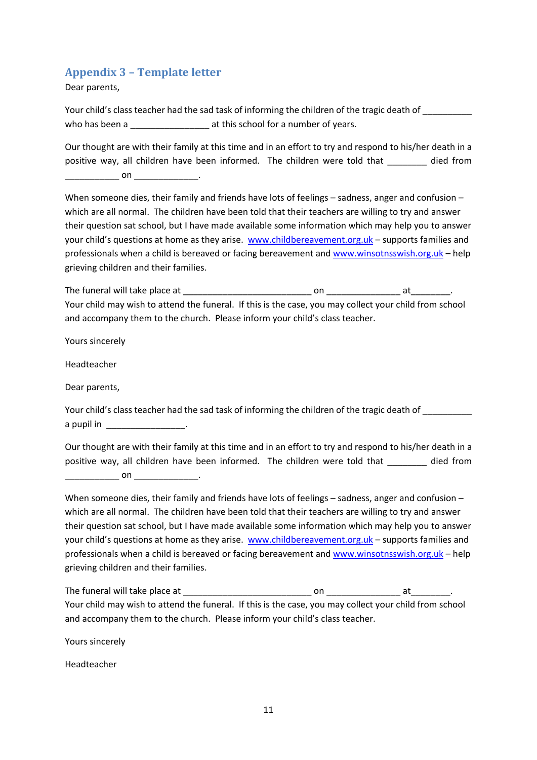## Appendix 3 – Template letter

Dear parents,

Your child's class teacher had the sad task of informing the children of the tragic death of __________ who has been a ________________ at this school for a number of years.

Our thought are with their family at this time and in an effort to try and respond to his/her death in a positive way, all children have been informed. The children were told that ________ died from ___________ on _____________.

When someone dies, their family and friends have lots of feelings – sadness, anger and confusion – which are all normal. The children have been told that their teachers are willing to try and answer their question sat school, but I have made available some information which may help you to answer your child's questions at home as they arise. www.childbereavement.org.uk – supports families and professionals when a child is bereaved or facing bereavement and www.winsotnsswish.org.uk – help grieving children and their families.

The funeral will take place at __________________________ on _______________ at________.
Your child may wish to attend the funeral. If this is the case, you may collect your child from school and accompany them to the church. Please inform your child's class teacher.

Yours sincerely

Headteacher

Dear parents,

Your child's class teacher had the sad task of informing the children of the tragic death of __________ a pupil in ________________.

Our thought are with their family at this time and in an effort to try and respond to his/her death in a positive way, all children have been informed. The children were told that ________ died from ___________ on _____________.

When someone dies, their family and friends have lots of feelings – sadness, anger and confusion – which are all normal. The children have been told that their teachers are willing to try and answer their question sat school, but I have made available some information which may help you to answer your child's questions at home as they arise. www.childbereavement.org.uk – supports families and professionals when a child is bereaved or facing bereavement and www.winsotnsswish.org.uk – help grieving children and their families.

The funeral will take place at __________________________ on _______________ at________.
Your child may wish to attend the funeral. If this is the case, you may collect your child from school and accompany them to the church. Please inform your child's class teacher.

Yours sincerely

Headteacher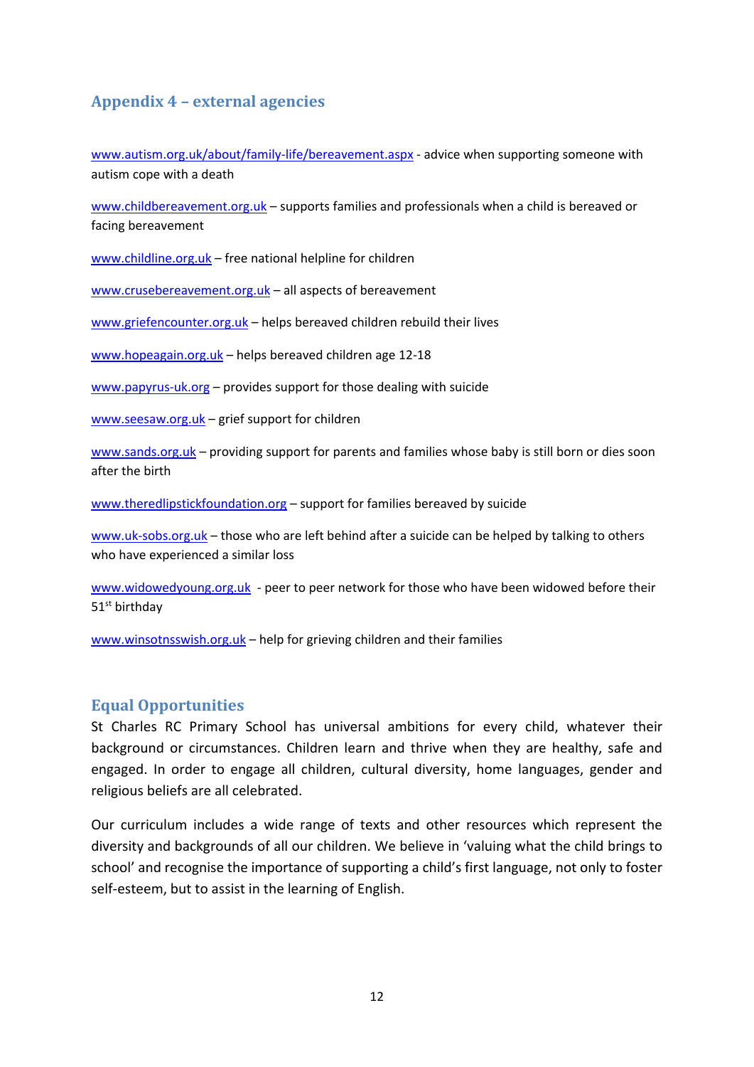## Appendix 4 – external agencies

www.autism.org.uk/about/family-life/bereavement.aspx - advice when supporting someone with autism cope with a death

www.childbereavement.org.uk – supports families and professionals when a child is bereaved or facing bereavement

www.childline.org.uk – free national helpline for children

www.crusebereavement.org.uk – all aspects of bereavement

www.griefencounter.org.uk – helps bereaved children rebuild their lives

www.hopeagain.org.uk – helps bereaved children age 12-18

www.papyrus-uk.org – provides support for those dealing with suicide

www.seesaw.org.uk – grief support for children

www.sands.org.uk – providing support for parents and families whose baby is still born or dies soon after the birth

www.theredlipstickfoundation.org – support for families bereaved by suicide

www.uk-sobs.org.uk – those who are left behind after a suicide can be helped by talking to others who have experienced a similar loss

www.widowedyoung.org.uk - peer to peer network for those who have been widowed before their 51st birthday

www.winsotnsswish.org.uk – help for grieving children and their families

## Equal Opportunities

St Charles RC Primary School has universal ambitions for every child, whatever their background or circumstances. Children learn and thrive when they are healthy, safe and engaged. In order to engage all children, cultural diversity, home languages, gender and religious beliefs are all celebrated.

Our curriculum includes a wide range of texts and other resources which represent the diversity and backgrounds of all our children. We believe in 'valuing what the child brings to school' and recognise the importance of supporting a child's first language, not only to foster self-esteem, but to assist in the learning of English.